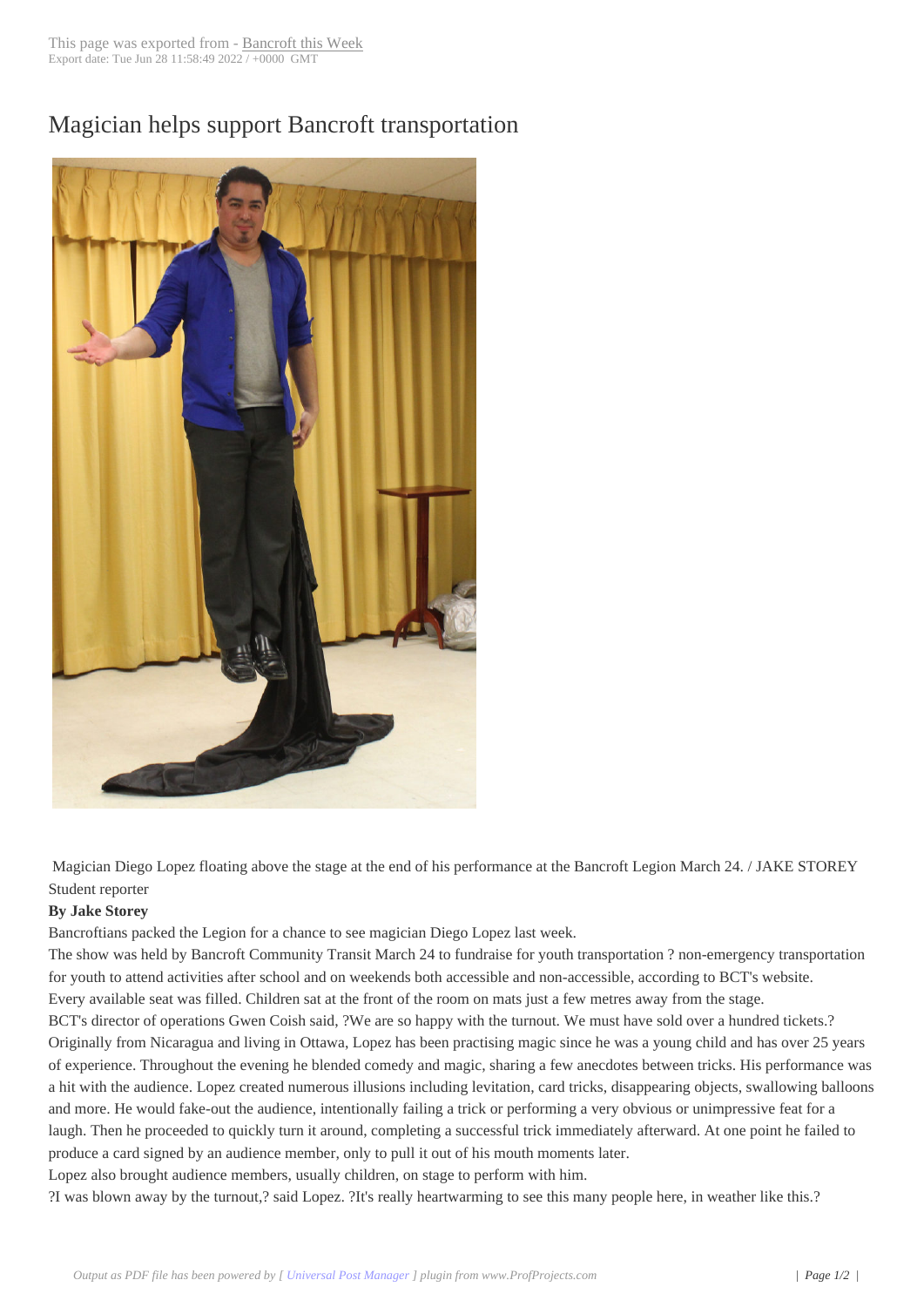# Magician helps support Bancroft transportation

Magician Diego Lopez floating above the stage at the end of his performance at the Bancroft Legion March 24. / JAKE STOREY Student reporter

**By Jake Storey**

Bancroftians packed the Legion for a chance to see magician Diego Lopez last week.

The show was held by Bancroft Community Transit March 24 to fundraise for youth transportation ? non-emergency transportation for youth to attend activities after school and on weekends both accessible and non-accessible, according to BCT's website.

Every available seat was filled. Children sat at the front of the room on mats just a few metres away from the stage.

BCT's director of operations Gwen Coish said, ?We are so happy with the turnout. We must have sold over a hundred tickets.?

Originally from Nicaragua and living in Ottawa, Lopez has been practising magic since he was a young child and has over 25 years of experience. Throughout the evening he blended comedy and magic, sharing a few anecdotes between tricks. His performance was a hit with the audience. Lopez created numerous illusions including levitation, card tricks, disappearing objects, swallowing balloons and more. He would fake-out the audience, intentionally failing a trick or performing a very obvious or unimpressive feat for a laugh. Then he proceeded to quickly turn it around, completing a successful trick immediately afterward. At one point he failed to produce a card signed by an audience member, only to pull it out of his mouth moments later.

Lopez also brought audience members, usually children, on stage to perform with him.

?I was blown away by the turnout,? said Lopez. ?It's really heartwarming to see this many people here, in weather like this.?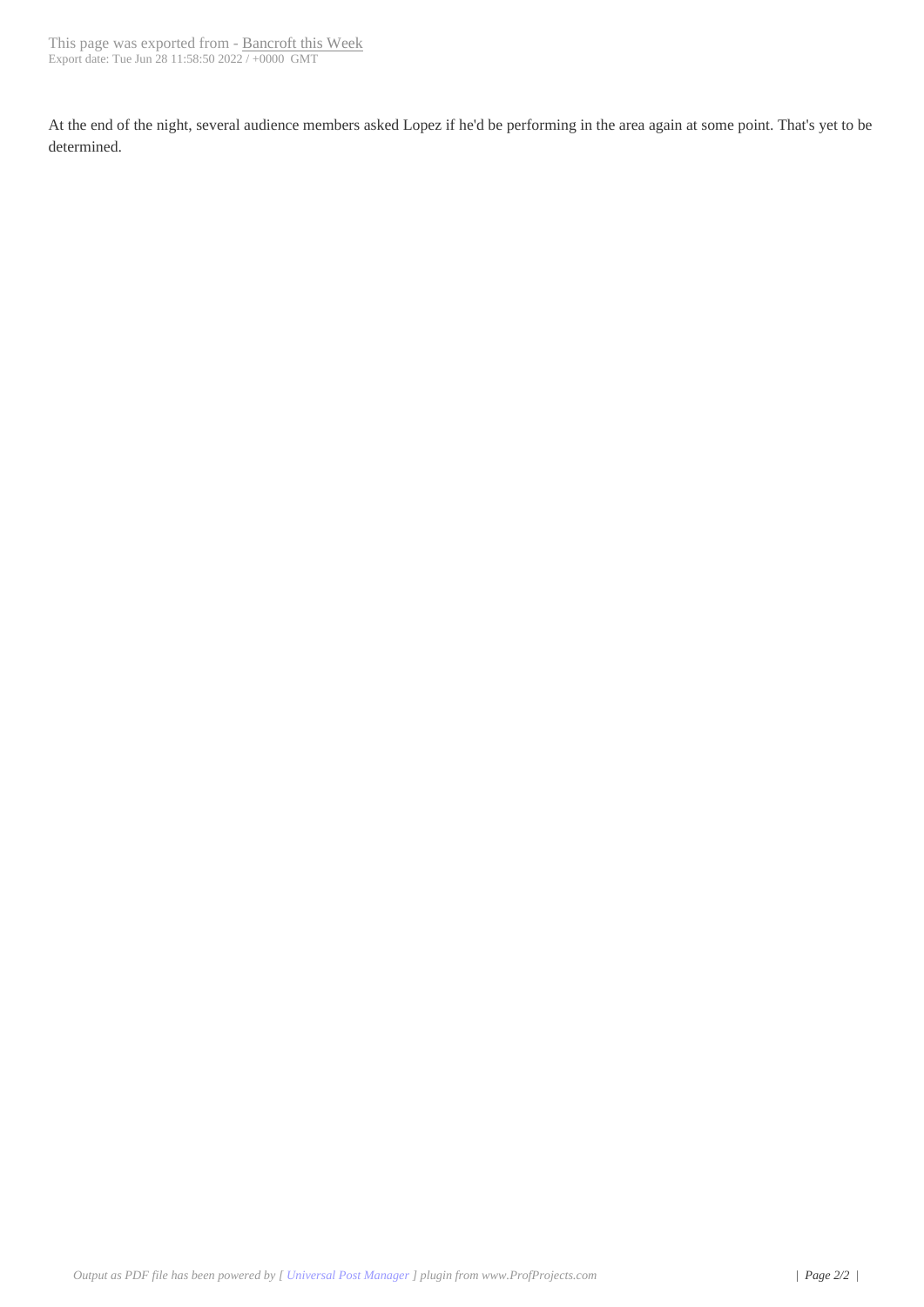At the end of the night, several audience members asked Lopez if he'd be performing in the area again at some point. That's yet to be determined.